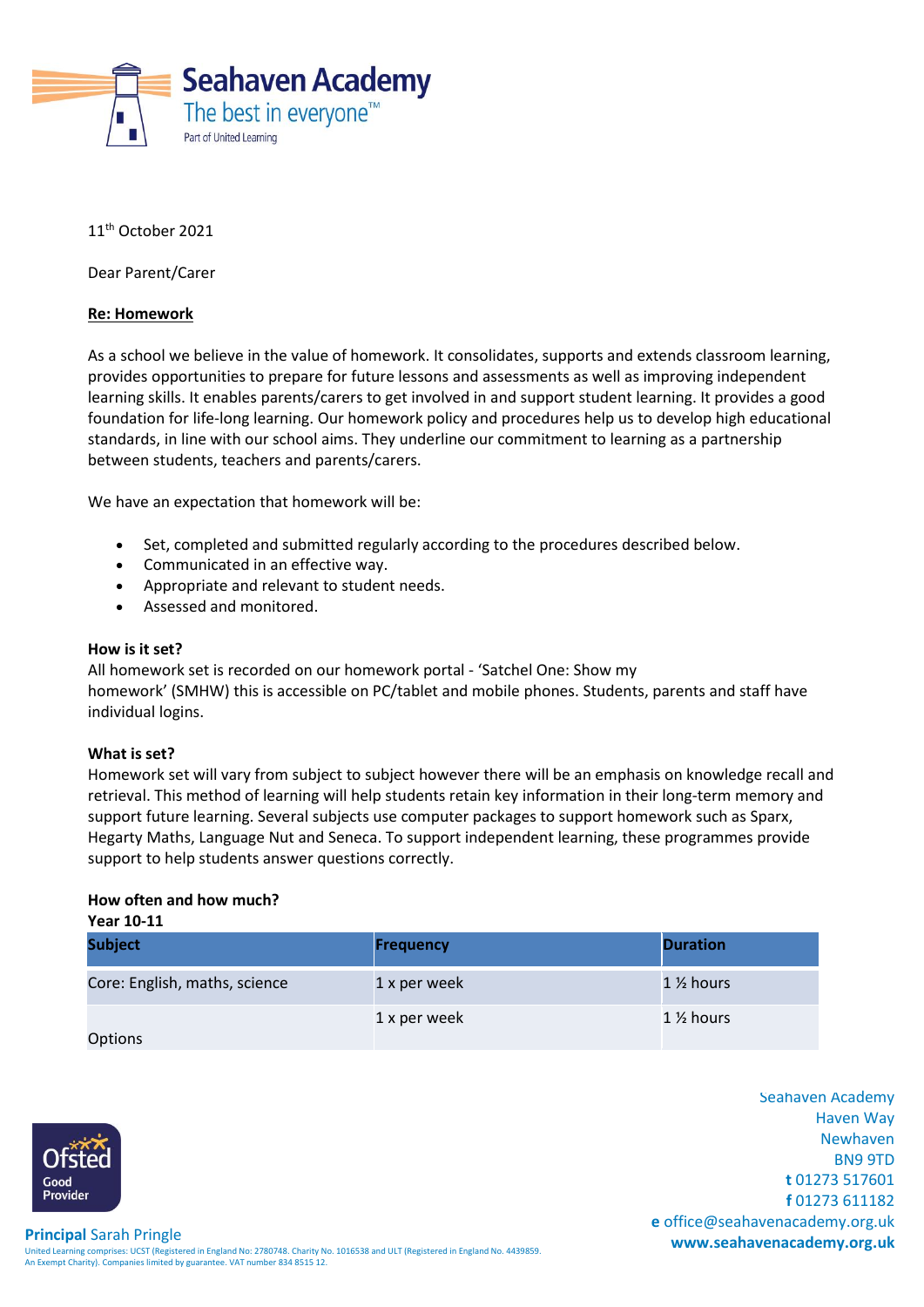**Seahaven Academy**
The best in everyone™
Part of United Learning

11th October 2021

Dear Parent/Carer

**Re: Homework**

As a school we believe in the value of homework. It consolidates, supports and extends classroom learning, provides opportunities to prepare for future lessons and assessments as well as improving independent learning skills. It enables parents/carers to get involved in and support student learning. It provides a good foundation for life-long learning. Our homework policy and procedures help us to develop high educational standards, in line with our school aims. They underline our commitment to learning as a partnership between students, teachers and parents/carers.

We have an expectation that homework will be:

- Set, completed and submitted regularly according to the procedures described below.
- Communicated in an effective way.
- Appropriate and relevant to student needs.
- Assessed and monitored.

**How is it set?**
All homework set is recorded on our homework portal - 'Satchel One: Show my homework' (SMHW) this is accessible on PC/tablet and mobile phones. Students, parents and staff have individual logins.

**What is set?**
Homework set will vary from subject to subject however there will be an emphasis on knowledge recall and retrieval. This method of learning will help students retain key information in their long-term memory and support future learning. Several subjects use computer packages to support homework such as Sparx, Hegarty Maths, Language Nut and Seneca. To support independent learning, these programmes provide support to help students answer questions correctly.

**How often and how much?**
**Year 10-11**

| Subject | Frequency | Duration |
|---|---|---|
| Core: English, maths, science | 1 x per week | 1 ½ hours |
| Options | 1 x per week | 1 ½ hours |

Ofsted Good Provider

Seahaven Academy
Haven Way
Newhaven
BN9 9TD
**t** 01273 517601
**f** 01273 611182
**e** office@seahavenacademy.org.uk
**www.seahavenacademy.org.uk**

**Principal** Sarah Pringle

United Learning comprises: UCST (Registered in England No: 2780748. Charity No. 1016538 and ULT (Registered in England No. 4439859. An Exempt Charity). Companies limited by guarantee. VAT number 834 8515 12.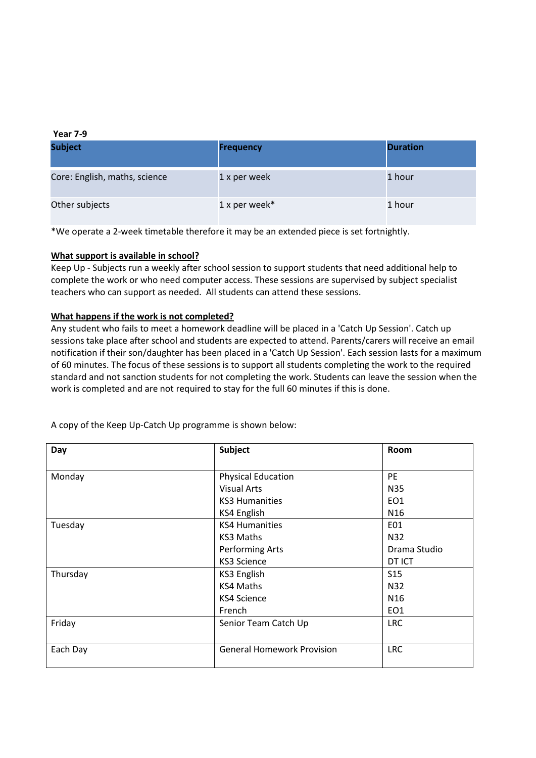**Year 7-9**

| Subject | Frequency | Duration |
|---|---|---|
| Core: English, maths, science | 1 x per week | 1 hour |
| Other subjects | 1 x per week* | 1 hour |

*We operate a 2-week timetable therefore it may be an extended piece is set fortnightly.

**<u>What support is available in school?</u>**

Keep Up - Subjects run a weekly after school session to support students that need additional help to complete the work or who need computer access. These sessions are supervised by subject specialist teachers who can support as needed. All students can attend these sessions.

**<u>What happens if the work is not completed?</u>**

Any student who fails to meet a homework deadline will be placed in a 'Catch Up Session'. Catch up sessions take place after school and students are expected to attend. Parents/carers will receive an email notification if their son/daughter has been placed in a 'Catch Up Session'. Each session lasts for a maximum of 60 minutes. The focus of these sessions is to support all students completing the work to the required standard and not sanction students for not completing the work. Students can leave the session when the work is completed and are not required to stay for the full 60 minutes if this is done.

A copy of the Keep Up-Catch Up programme is shown below:

| Day | Subject | Room |
|---|---|---|
| Monday | Physical Education<br>Visual Arts<br>KS3 Humanities<br>KS4 English | PE<br>N35<br>EO1<br>N16 |
| Tuesday | KS4 Humanities<br>KS3 Maths<br>Performing Arts<br>KS3 Science | E01<br>N32<br>Drama Studio<br>DT ICT |
| Thursday | KS3 English<br>KS4 Maths<br>KS4 Science<br>French | S15<br>N32<br>N16<br>EO1 |
| Friday | Senior Team Catch Up | LRC |
| Each Day | General Homework Provision | LRC |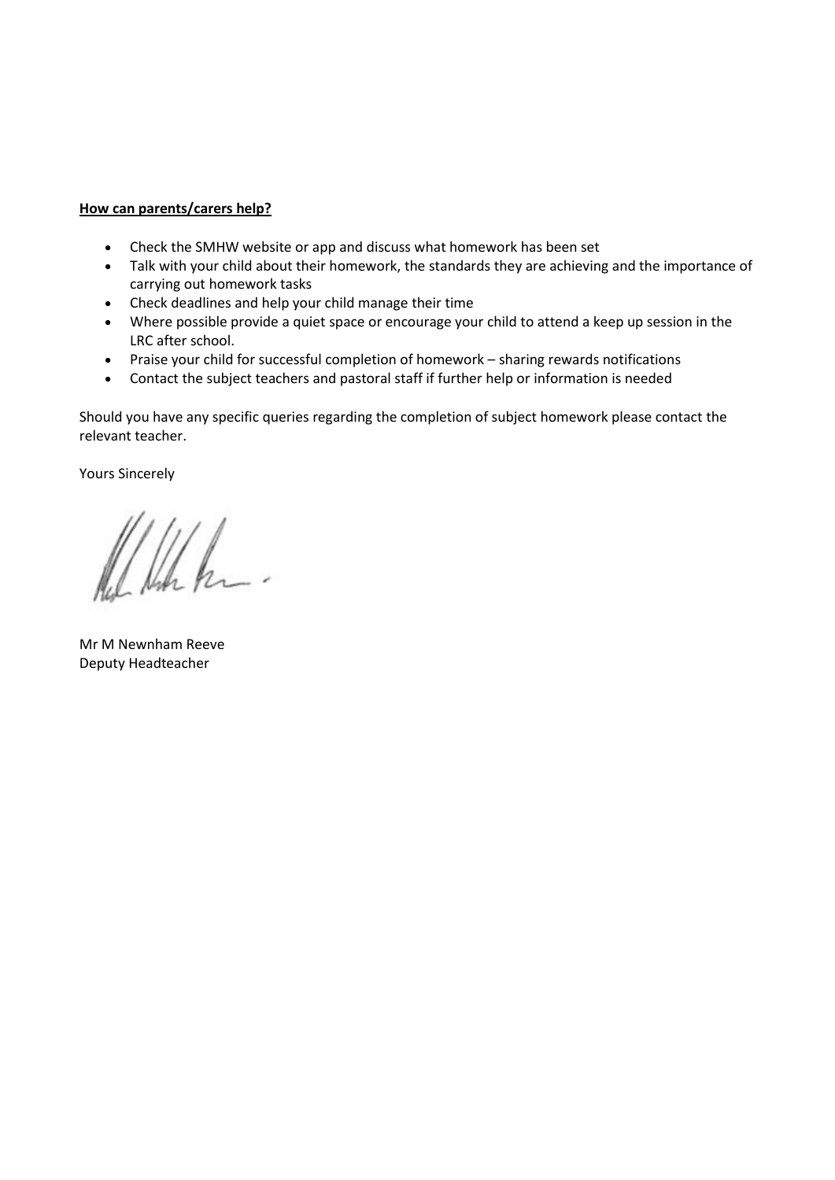**How can parents/carers help?**

- Check the SMHW website or app and discuss what homework has been set
- Talk with your child about their homework, the standards they are achieving and the importance of carrying out homework tasks
- Check deadlines and help your child manage their time
- Where possible provide a quiet space or encourage your child to attend a keep up session in the LRC after school.
- Praise your child for successful completion of homework – sharing rewards notifications
- Contact the subject teachers and pastoral staff if further help or information is needed

Should you have any specific queries regarding the completion of subject homework please contact the relevant teacher.

Yours Sincerely

Mr M Newnham Reeve
Deputy Headteacher